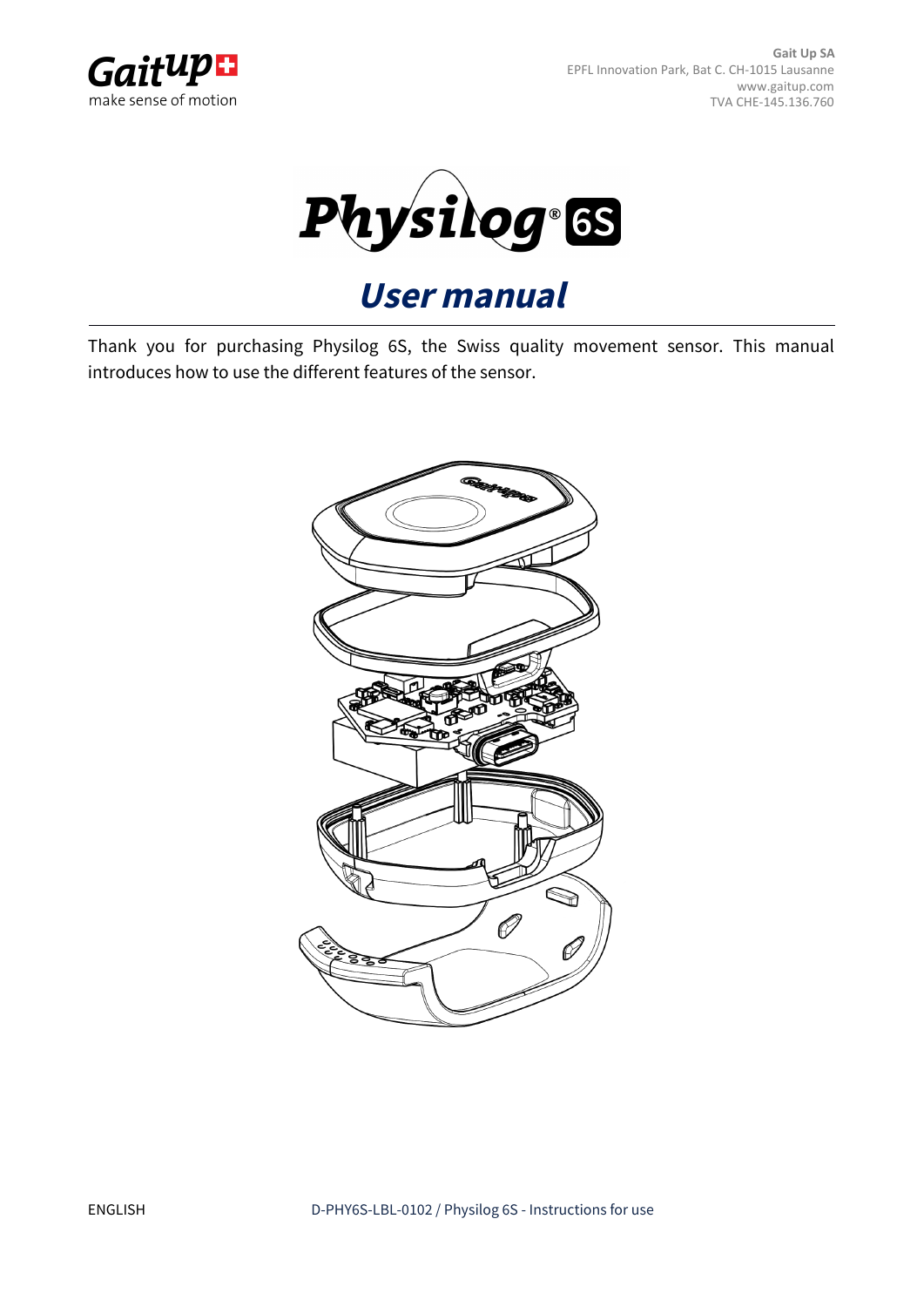Gait Up SA
EPFL Innovation Park, Bat C. CH-1015 Lausanne
www.gaitup.com
TVA CHE-145.136.760

# Physilog® 6S

## User manual

Thank you for purchasing Physilog 6S, the Swiss quality movement sensor. This manual introduces how to use the different features of the sensor.

ENGLISH

D-PHY6S-LBL-0102 / Physilog 6S - Instructions for use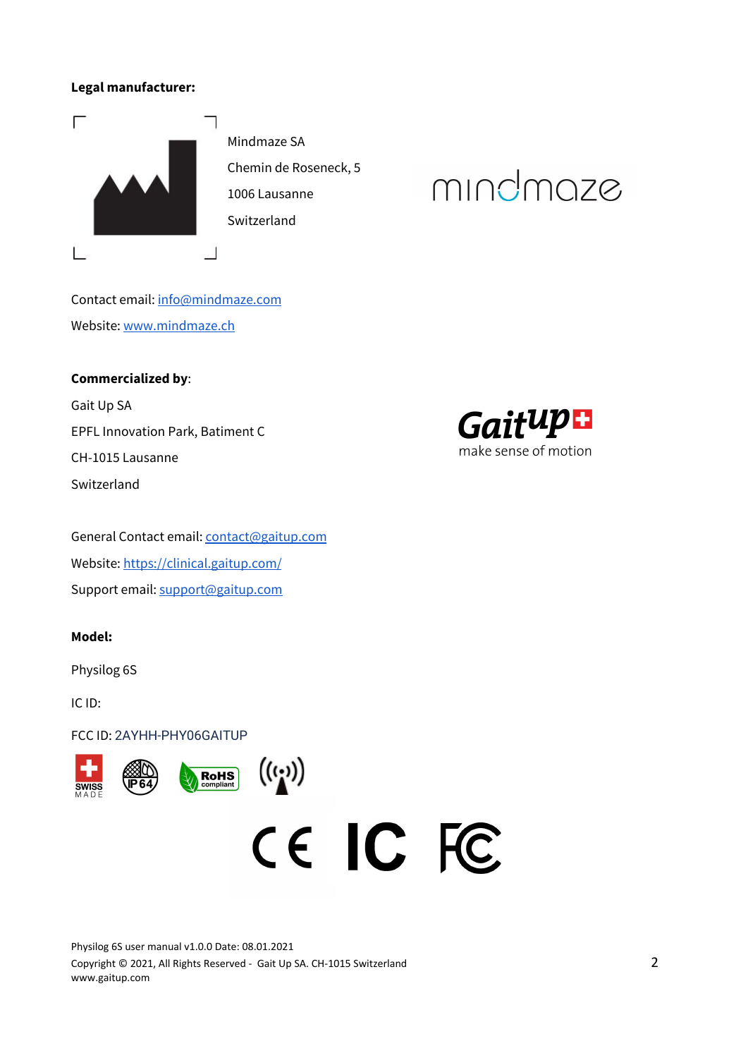**Legal manufacturer:**

Mindmaze SA

Chemin de Roseneck, 5

1006 Lausanne

Switzerland

Contact email: info@mindmaze.com

Website: www.mindmaze.ch

**Commercialized by**:

Gait Up SA

EPFL Innovation Park, Batiment C

CH-1015 Lausanne

Switzerland

General Contact email: contact@gaitup.com

Website: https://clinical.gaitup.com/

Support email: support@gaitup.com

**Model:**

Physilog 6S

IC ID:

FCC ID: 2AYHH-PHY06GAITUP

Physilog 6S user manual v1.0.0 Date: 08.01.2021

Copyright © 2021, All Rights Reserved - Gait Up SA. CH-1015 Switzerland

www.gaitup.com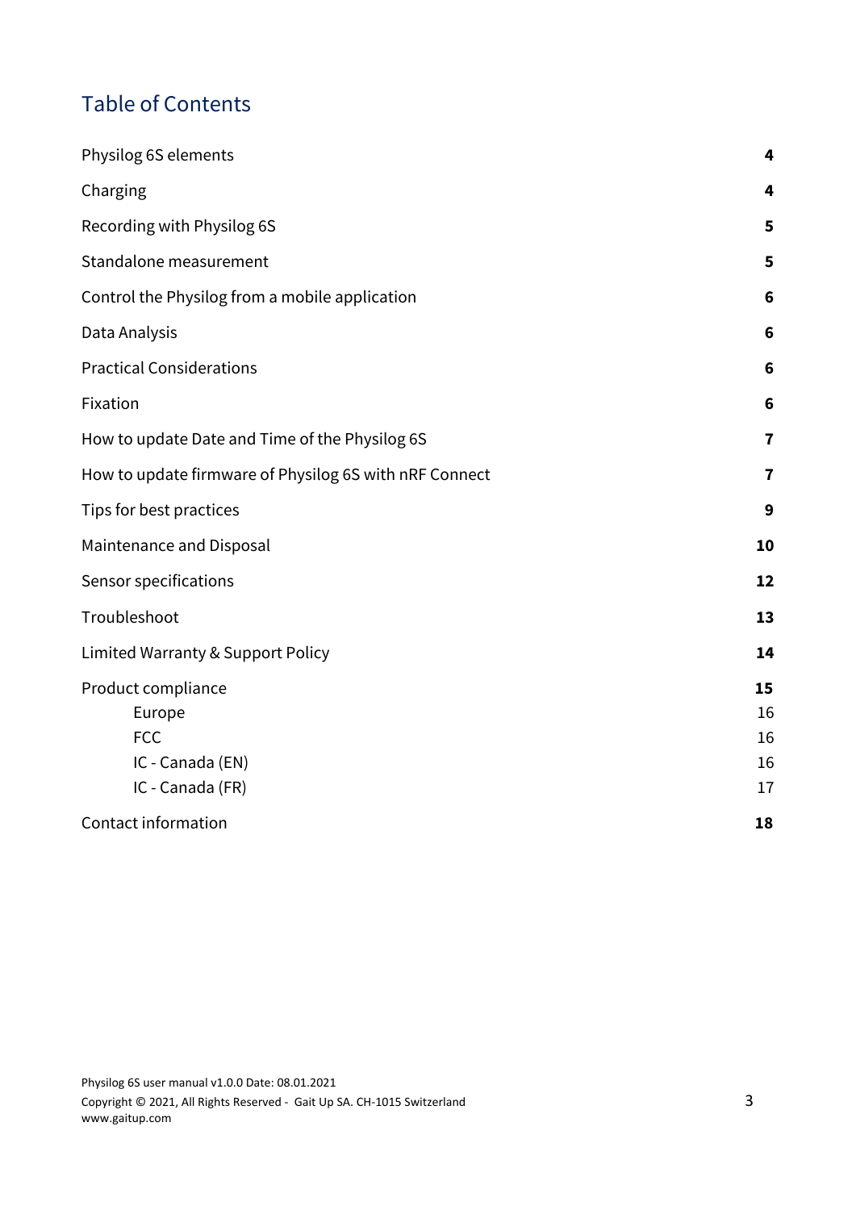## Table of Contents

| | |
|---|---|
| Physilog 6S elements | **4** |
| Charging | **4** |
| Recording with Physilog 6S | **5** |
| Standalone measurement | **5** |
| Control the Physilog from a mobile application | **6** |
| Data Analysis | **6** |
| Practical Considerations | **6** |
| Fixation | **6** |
| How to update Date and Time of the Physilog 6S | **7** |
| How to update firmware of Physilog 6S with nRF Connect | **7** |
| Tips for best practices | **9** |
| Maintenance and Disposal | **10** |
| Sensor specifications | **12** |
| Troubleshoot | **13** |
| Limited Warranty & Support Policy | **14** |
| Product compliance | **15** |
| Europe | 16 |
| FCC | 16 |
| IC - Canada (EN) | 16 |
| IC - Canada (FR) | 17 |
| Contact information | **18** |

Physilog 6S user manual v1.0.0 Date: 08.01.2021
Copyright © 2021, All Rights Reserved - Gait Up SA. CH-1015 Switzerland
www.gaitup.com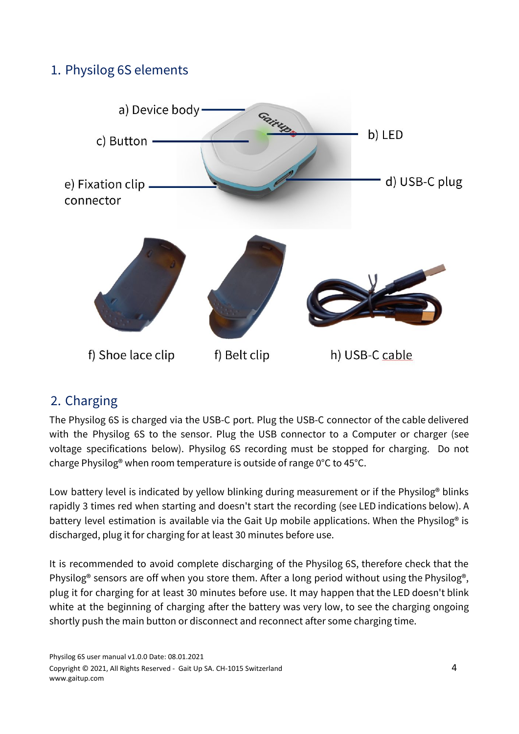## 1. Physilog 6S elements

a) Device body

b) LED

c) Button

d) USB-C plug

e) Fixation clip connector

f) Shoe lace clip

f) Belt clip

h) USB-C cable

## 2. Charging

The Physilog 6S is charged via the USB-C port. Plug the USB-C connector of the cable delivered with the Physilog 6S to the sensor. Plug the USB connector to a Computer or charger (see voltage specifications below). Physilog 6S recording must be stopped for charging. Do not charge Physilog® when room temperature is outside of range 0°C to 45°C.

Low battery level is indicated by yellow blinking during measurement or if the Physilog® blinks rapidly 3 times red when starting and doesn't start the recording (see LED indications below). A battery level estimation is available via the Gait Up mobile applications. When the Physilog® is discharged, plug it for charging for at least 30 minutes before use.

It is recommended to avoid complete discharging of the Physilog 6S, therefore check that the Physilog® sensors are off when you store them. After a long period without using the Physilog®, plug it for charging for at least 30 minutes before use. It may happen that the LED doesn't blink white at the beginning of charging after the battery was very low, to see the charging ongoing shortly push the main button or disconnect and reconnect after some charging time.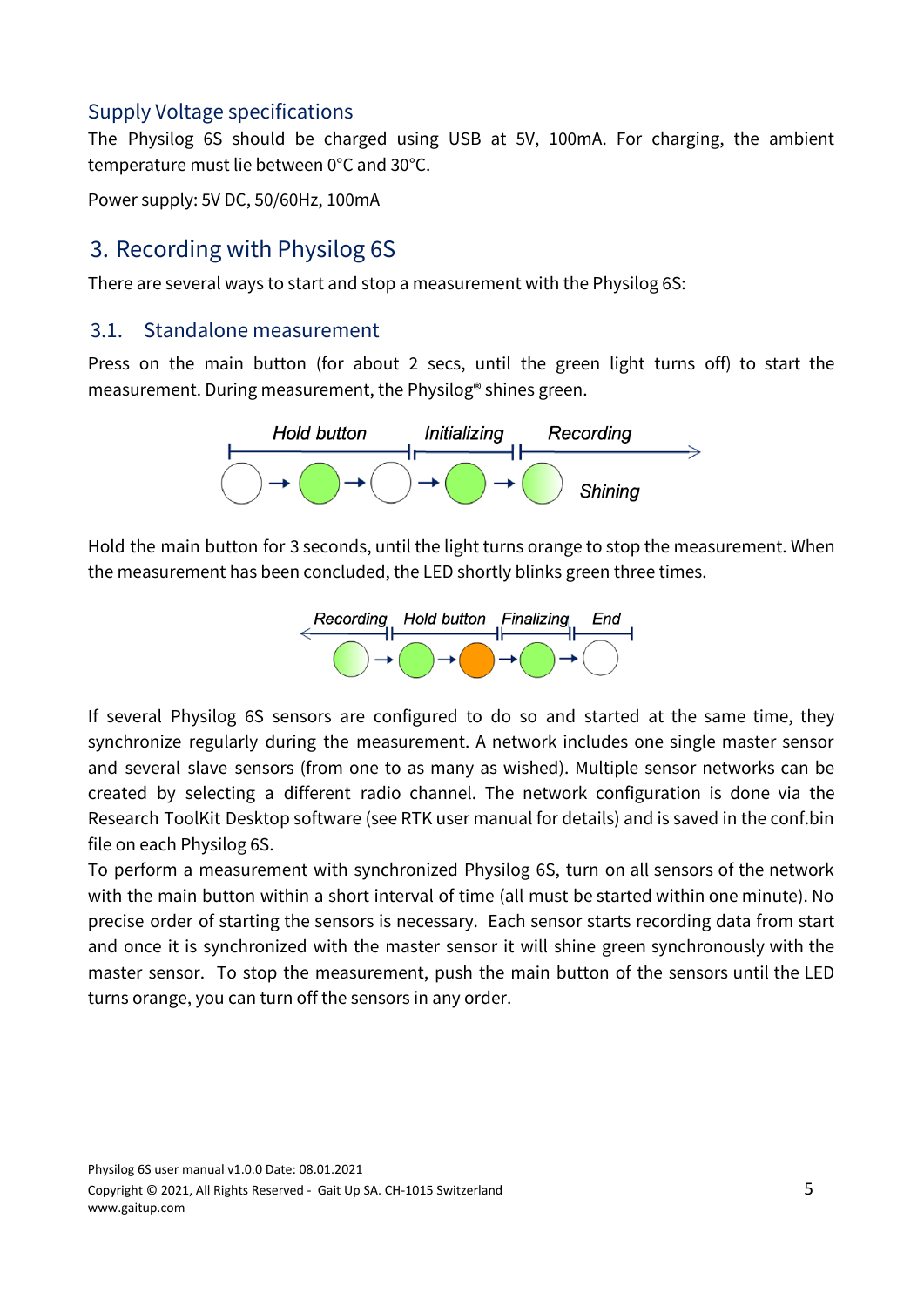### Supply Voltage specifications

The Physilog 6S should be charged using USB at 5V, 100mA. For charging, the ambient temperature must lie between 0°C and 30°C.

Power supply: 5V DC, 50/60Hz, 100mA

## 3. Recording with Physilog 6S

There are several ways to start and stop a measurement with the Physilog 6S:

### 3.1. Standalone measurement

Press on the main button (for about 2 secs, until the green light turns off) to start the measurement. During measurement, the Physilog® shines green.

Hold the main button for 3 seconds, until the light turns orange to stop the measurement. When the measurement has been concluded, the LED shortly blinks green three times.

If several Physilog 6S sensors are configured to do so and started at the same time, they synchronize regularly during the measurement. A network includes one single master sensor and several slave sensors (from one to as many as wished). Multiple sensor networks can be created by selecting a different radio channel. The network configuration is done via the Research ToolKit Desktop software (see RTK user manual for details) and is saved in the conf.bin file on each Physilog 6S.

To perform a measurement with synchronized Physilog 6S, turn on all sensors of the network with the main button within a short interval of time (all must be started within one minute). No precise order of starting the sensors is necessary. Each sensor starts recording data from start and once it is synchronized with the master sensor it will shine green synchronously with the master sensor. To stop the measurement, push the main button of the sensors until the LED turns orange, you can turn off the sensors in any order.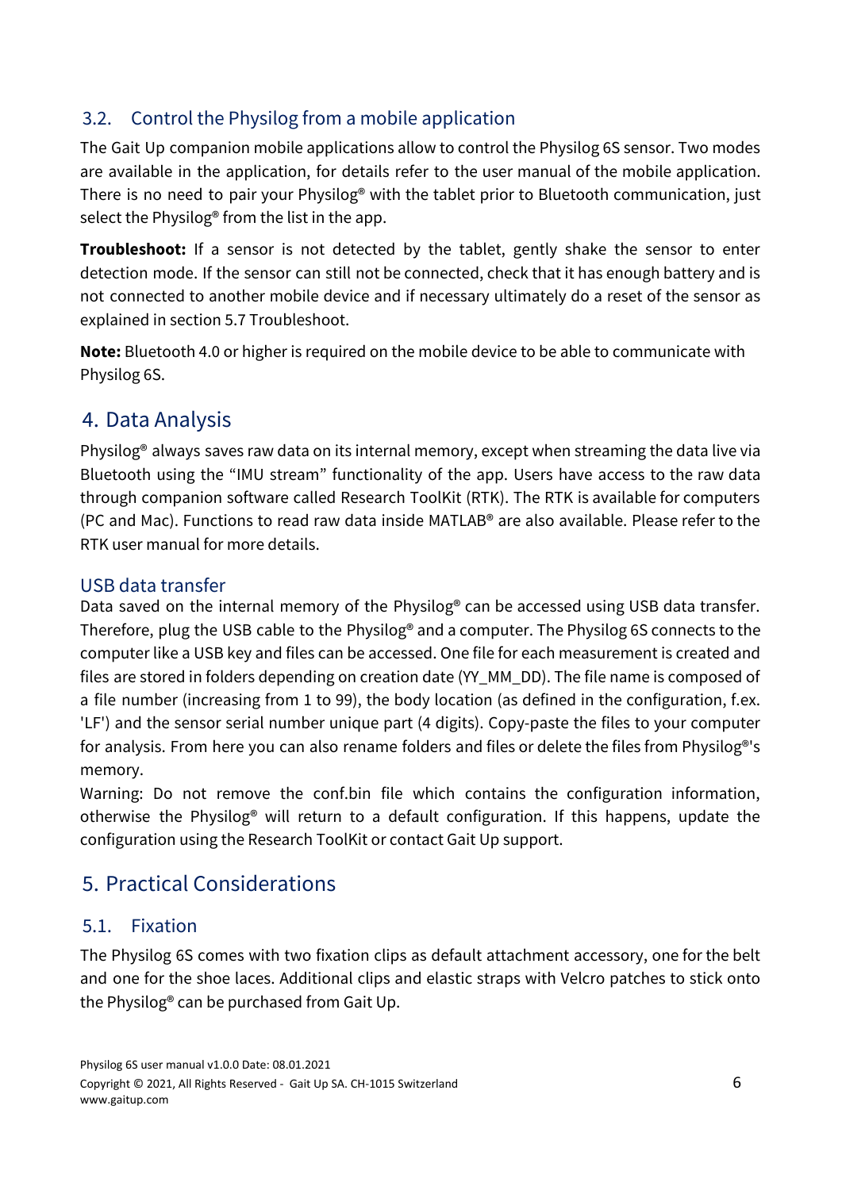## 3.2. Control the Physilog from a mobile application

The Gait Up companion mobile applications allow to control the Physilog 6S sensor. Two modes are available in the application, for details refer to the user manual of the mobile application. There is no need to pair your Physilog® with the tablet prior to Bluetooth communication, just select the Physilog® from the list in the app.

**Troubleshoot:** If a sensor is not detected by the tablet, gently shake the sensor to enter detection mode. If the sensor can still not be connected, check that it has enough battery and is not connected to another mobile device and if necessary ultimately do a reset of the sensor as explained in section 5.7 Troubleshoot.

**Note:** Bluetooth 4.0 or higher is required on the mobile device to be able to communicate with Physilog 6S.

# 4. Data Analysis

Physilog® always saves raw data on its internal memory, except when streaming the data live via Bluetooth using the “IMU stream” functionality of the app. Users have access to the raw data through companion software called Research ToolKit (RTK). The RTK is available for computers (PC and Mac). Functions to read raw data inside MATLAB® are also available. Please refer to the RTK user manual for more details.

### USB data transfer

Data saved on the internal memory of the Physilog® can be accessed using USB data transfer. Therefore, plug the USB cable to the Physilog® and a computer. The Physilog 6S connects to the computer like a USB key and files can be accessed. One file for each measurement is created and files are stored in folders depending on creation date (YY_MM_DD). The file name is composed of a file number (increasing from 1 to 99), the body location (as defined in the configuration, f.ex. 'LF') and the sensor serial number unique part (4 digits). Copy-paste the files to your computer for analysis. From here you can also rename folders and files or delete the files from Physilog®'s memory.

Warning: Do not remove the conf.bin file which contains the configuration information, otherwise the Physilog® will return to a default configuration. If this happens, update the configuration using the Research ToolKit or contact Gait Up support.

# 5. Practical Considerations

## 5.1. Fixation

The Physilog 6S comes with two fixation clips as default attachment accessory, one for the belt and one for the shoe laces. Additional clips and elastic straps with Velcro patches to stick onto the Physilog® can be purchased from Gait Up.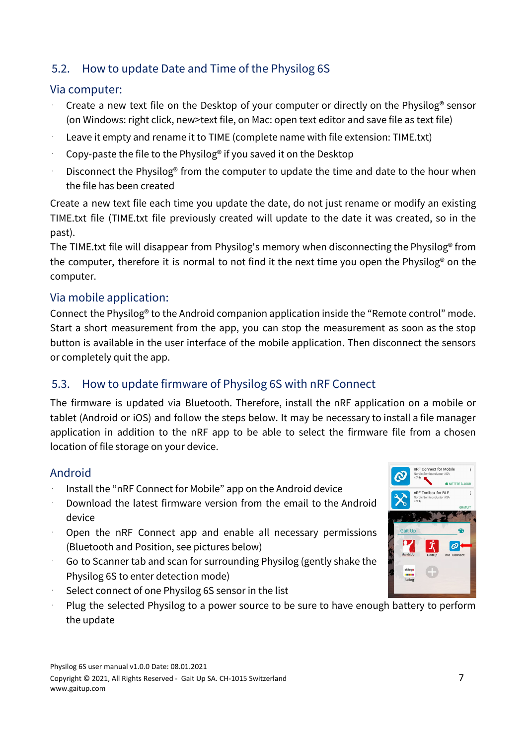## 5.2. How to update Date and Time of the Physilog 6S

### Via computer:

- Create a new text file on the Desktop of your computer or directly on the Physilog® sensor (on Windows: right click, new>text file, on Mac: open text editor and save file as text file)
- Leave it empty and rename it to TIME (complete name with file extension: TIME.txt)
- Copy-paste the file to the Physilog® if you saved it on the Desktop
- Disconnect the Physilog® from the computer to update the time and date to the hour when the file has been created

Create a new text file each time you update the date, do not just rename or modify an existing TIME.txt file (TIME.txt file previously created will update to the date it was created, so in the past).
The TIME.txt file will disappear from Physilog's memory when disconnecting the Physilog® from the computer, therefore it is normal to not find it the next time you open the Physilog® on the computer.

### Via mobile application:

Connect the Physilog® to the Android companion application inside the "Remote control" mode. Start a short measurement from the app, you can stop the measurement as soon as the stop button is available in the user interface of the mobile application. Then disconnect the sensors or completely quit the app.

## 5.3. How to update firmware of Physilog 6S with nRF Connect

The firmware is updated via Bluetooth. Therefore, install the nRF application on a mobile or tablet (Android or iOS) and follow the steps below. It may be necessary to install a file manager application in addition to the nRF app to be able to select the firmware file from a chosen location of file storage on your device.

### Android

- Install the "nRF Connect for Mobile" app on the Android device
- Download the latest firmware version from the email to the Android device
- Open the nRF Connect app and enable all necessary permissions (Bluetooth and Position, see pictures below)
- Go to Scanner tab and scan for surrounding Physilog (gently shake the Physilog 6S to enter detection mode)
- Select connect of one Physilog 6S sensor in the list
- Plug the selected Physilog to a power source to be sure to have enough battery to perform the update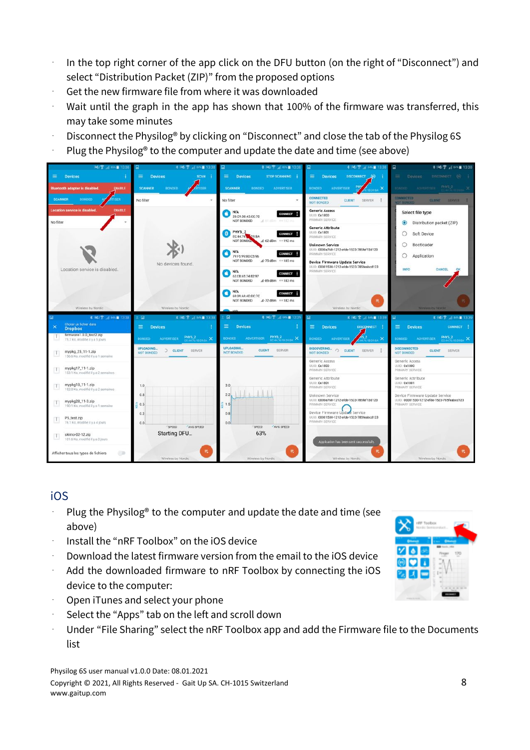- In the top right corner of the app click on the DFU button (on the right of "Disconnect") and select "Distribution Packet (ZIP)" from the proposed options
- Get the new firmware file from where it was downloaded
- Wait until the graph in the app has shown that 100% of the firmware was transferred, this may take some minutes
- Disconnect the Physilog® by clicking on "Disconnect" and close the tab of the Physilog 6S
- Plug the Physilog® to the computer and update the date and time (see above)

## iOS

- Plug the Physilog® to the computer and update the date and time (see above)
- Install the "nRF Toolbox" on the iOS device
- Download the latest firmware version from the email to the iOS device
- Add the downloaded firmware to nRF Toolbox by connecting the iOS device to the computer:
- Open iTunes and select your phone
- Select the "Apps" tab on the left and scroll down
- Under "File Sharing" select the nRF Toolbox app and add the Firmware file to the Documents list

Physilog 6S user manual v1.0.0 Date: 08.01.2021
Copyright © 2021, All Rights Reserved - Gait Up SA. CH-1015 Switzerland
www.gaitup.com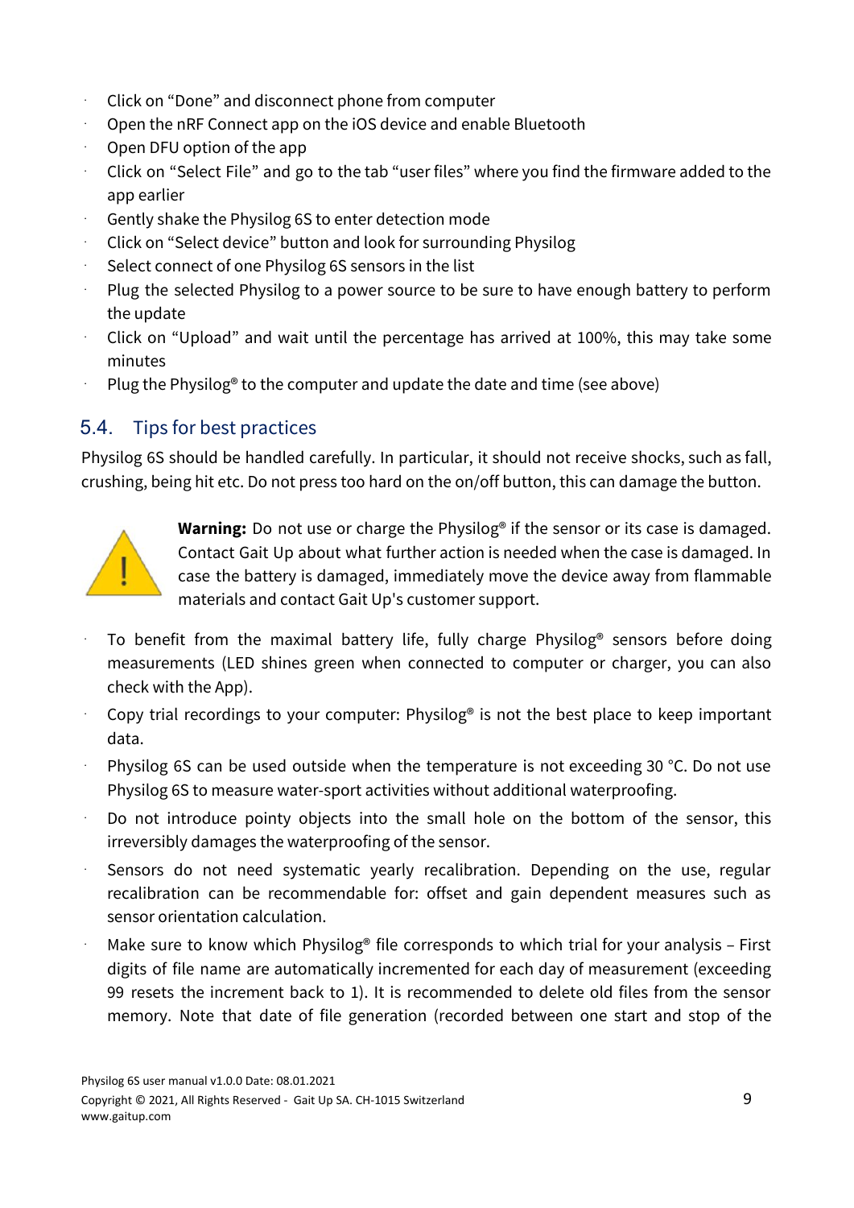- Click on “Done” and disconnect phone from computer
- Open the nRF Connect app on the iOS device and enable Bluetooth
- Open DFU option of the app
- Click on “Select File” and go to the tab “user files” where you find the firmware added to the app earlier
- Gently shake the Physilog 6S to enter detection mode
- Click on “Select device” button and look for surrounding Physilog
- Select connect of one Physilog 6S sensors in the list
- Plug the selected Physilog to a power source to be sure to have enough battery to perform the update
- Click on “Upload” and wait until the percentage has arrived at 100%, this may take some minutes
- Plug the Physilog® to the computer and update the date and time (see above)

## 5.4. Tips for best practices

Physilog 6S should be handled carefully. In particular, it should not receive shocks, such as fall, crushing, being hit etc. Do not press too hard on the on/off button, this can damage the button.

**Warning:** Do not use or charge the Physilog® if the sensor or its case is damaged. Contact Gait Up about what further action is needed when the case is damaged. In case the battery is damaged, immediately move the device away from flammable materials and contact Gait Up's customer support.

- To benefit from the maximal battery life, fully charge Physilog® sensors before doing measurements (LED shines green when connected to computer or charger, you can also check with the App).
- Copy trial recordings to your computer: Physilog® is not the best place to keep important data.
- Physilog 6S can be used outside when the temperature is not exceeding 30 °C. Do not use Physilog 6S to measure water-sport activities without additional waterproofing.
- Do not introduce pointy objects into the small hole on the bottom of the sensor, this irreversibly damages the waterproofing of the sensor.
- Sensors do not need systematic yearly recalibration. Depending on the use, regular recalibration can be recommendable for: offset and gain dependent measures such as sensor orientation calculation.
- Make sure to know which Physilog® file corresponds to which trial for your analysis – First digits of file name are automatically incremented for each day of measurement (exceeding 99 resets the increment back to 1). It is recommended to delete old files from the sensor memory. Note that date of file generation (recorded between one start and stop of the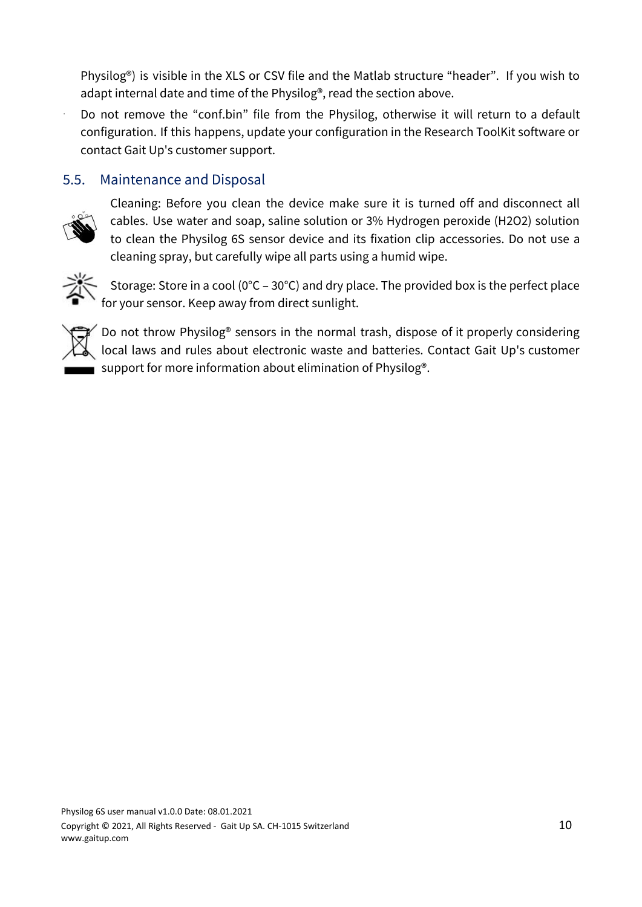Physilog®) is visible in the XLS or CSV file and the Matlab structure "header". If you wish to adapt internal date and time of the Physilog®, read the section above.

- Do not remove the "conf.bin" file from the Physilog, otherwise it will return to a default configuration. If this happens, update your configuration in the Research ToolKit software or contact Gait Up's customer support.

## 5.5. Maintenance and Disposal

Cleaning: Before you clean the device make sure it is turned off and disconnect all cables. Use water and soap, saline solution or 3% Hydrogen peroxide ($H_2O_2$) solution to clean the Physilog 6S sensor device and its fixation clip accessories. Do not use a cleaning spray, but carefully wipe all parts using a humid wipe.

Storage: Store in a cool (0°C – 30°C) and dry place. The provided box is the perfect place for your sensor. Keep away from direct sunlight.

Do not throw Physilog® sensors in the normal trash, dispose of it properly considering local laws and rules about electronic waste and batteries. Contact Gait Up's customer support for more information about elimination of Physilog®.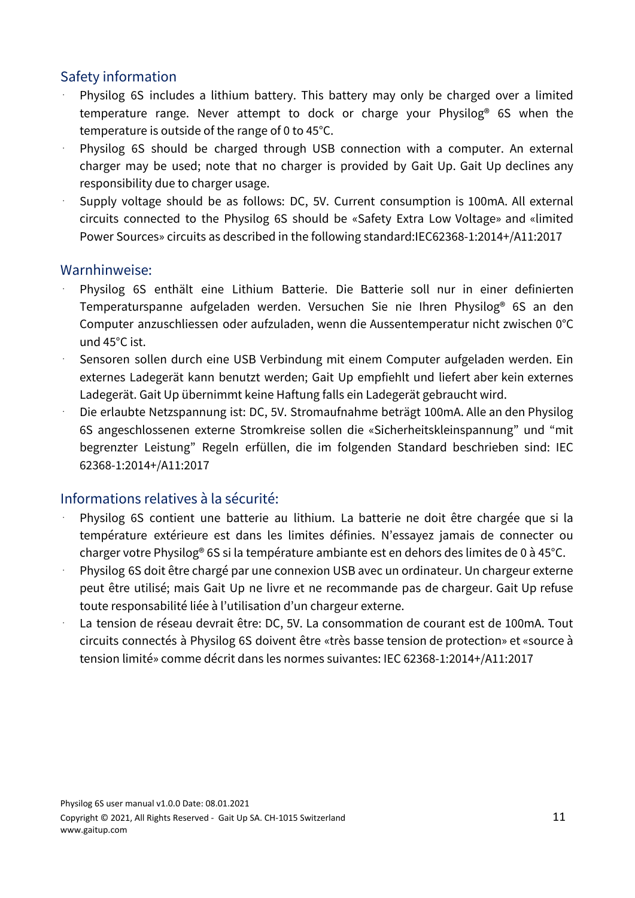## Safety information

- Physilog 6S includes a lithium battery. This battery may only be charged over a limited temperature range. Never attempt to dock or charge your Physilog® 6S when the temperature is outside of the range of 0 to 45°C.
- Physilog 6S should be charged through USB connection with a computer. An external charger may be used; note that no charger is provided by Gait Up. Gait Up declines any responsibility due to charger usage.
- Supply voltage should be as follows: DC, 5V. Current consumption is 100mA. All external circuits connected to the Physilog 6S should be «Safety Extra Low Voltage» and «limited Power Sources» circuits as described in the following standard:IEC62368-1:2014+/A11:2017

## Warnhinweise:

- Physilog 6S enthält eine Lithium Batterie. Die Batterie soll nur in einer definierten Temperaturspanne aufgeladen werden. Versuchen Sie nie Ihren Physilog® 6S an den Computer anzuschliessen oder aufzuladen, wenn die Aussentemperatur nicht zwischen 0°C und 45°C ist.
- Sensoren sollen durch eine USB Verbindung mit einem Computer aufgeladen werden. Ein externes Ladegerät kann benutzt werden; Gait Up empfiehlt und liefert aber kein externes Ladegerät. Gait Up übernimmt keine Haftung falls ein Ladegerät gebraucht wird.
- Die erlaubte Netzspannung ist: DC, 5V. Stromaufnahme beträgt 100mA. Alle an den Physilog 6S angeschlossenen externe Stromkreise sollen die «Sicherheitskleinspannung” und “mit begrenzter Leistung” Regeln erfüllen, die im folgenden Standard beschrieben sind: IEC 62368-1:2014+/A11:2017

## Informations relatives à la sécurité:

- Physilog 6S contient une batterie au lithium. La batterie ne doit être chargée que si la température extérieure est dans les limites définies. N'essayez jamais de connecter ou charger votre Physilog® 6S si la température ambiante est en dehors des limites de 0 à 45°C.
- Physilog 6S doit être chargé par une connexion USB avec un ordinateur. Un chargeur externe peut être utilisé; mais Gait Up ne livre et ne recommande pas de chargeur. Gait Up refuse toute responsabilité liée à l'utilisation d'un chargeur externe.
- La tension de réseau devrait être: DC, 5V. La consommation de courant est de 100mA. Tout circuits connectés à Physilog 6S doivent être «très basse tension de protection» et «source à tension limité» comme décrit dans les normes suivantes: IEC 62368-1:2014+/A11:2017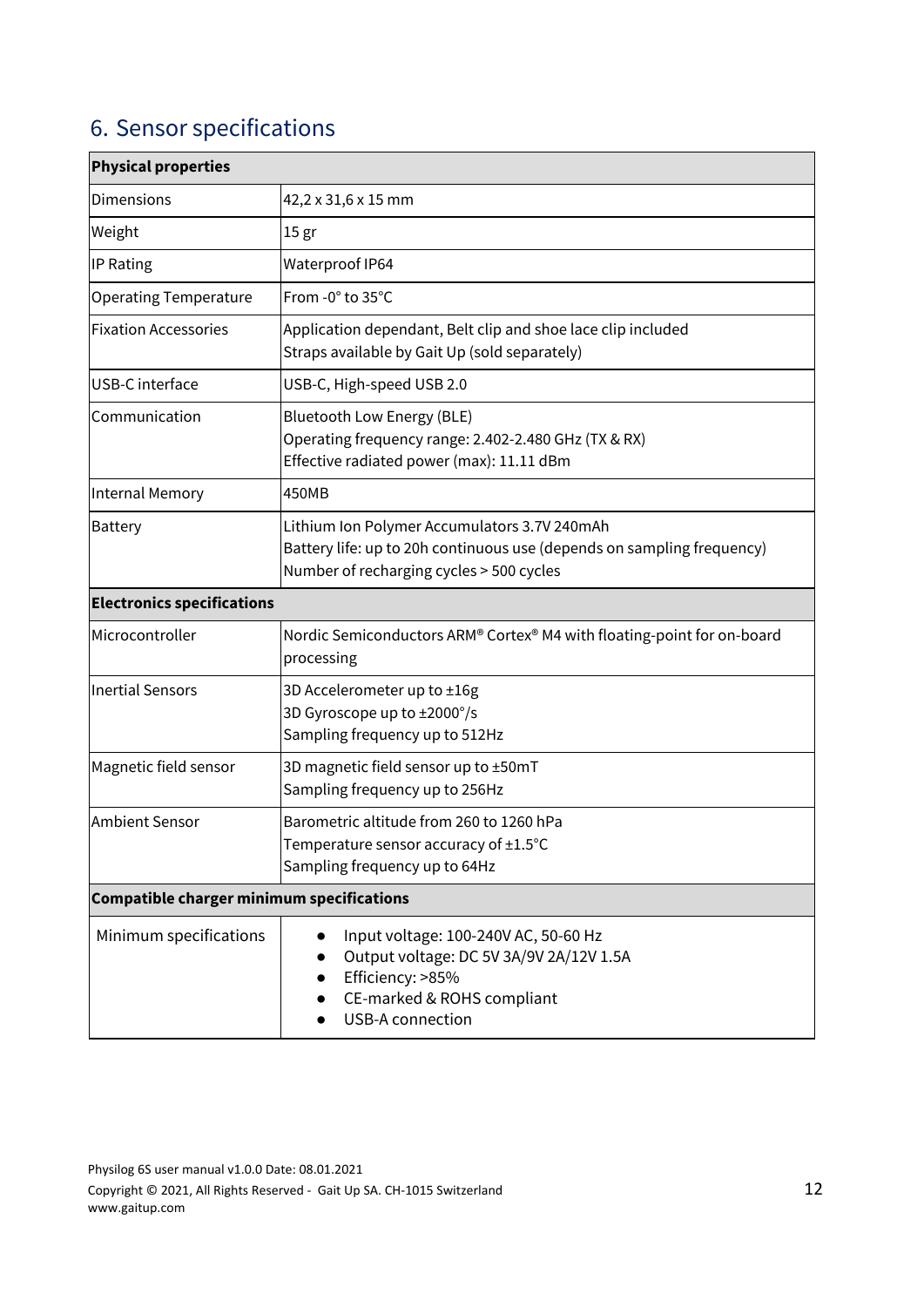## 6. Sensor specifications

| **Physical properties** | |
|---|---|
| Dimensions | 42,2 x 31,6 x 15 mm |
| Weight | 15 gr |
| IP Rating | Waterproof IP64 |
| Operating Temperature | From -0° to 35°C |
| Fixation Accessories | Application dependant, Belt clip and shoe lace clip included<br>Straps available by Gait Up (sold separately) |
| USB-C interface | USB-C, High-speed USB 2.0 |
| Communication | Bluetooth Low Energy (BLE)<br>Operating frequency range: 2.402-2.480 GHz (TX & RX)<br>Effective radiated power (max): 11.11 dBm |
| Internal Memory | 450MB |
| Battery | Lithium Ion Polymer Accumulators 3.7V 240mAh<br>Battery life: up to 20h continuous use (depends on sampling frequency)<br>Number of recharging cycles > 500 cycles |
| **Electronics specifications** | |
| Microcontroller | Nordic Semiconductors ARM® Cortex® M4 with floating-point for on-board processing |
| Inertial Sensors | 3D Accelerometer up to ±16g<br>3D Gyroscope up to ±2000°/s<br>Sampling frequency up to 512Hz |
| Magnetic field sensor | 3D magnetic field sensor up to ±50mT<br>Sampling frequency up to 256Hz |
| Ambient Sensor | Barometric altitude from 260 to 1260 hPa<br>Temperature sensor accuracy of ±1.5°C<br>Sampling frequency up to 64Hz |
| **Compatible charger minimum specifications** | |
| Minimum specifications | • Input voltage: 100-240V AC, 50-60 Hz<br>• Output voltage: DC 5V 3A/9V 2A/12V 1.5A<br>• Efficiency: >85%<br>• CE-marked & ROHS compliant<br>• USB-A connection |

Physilog 6S user manual v1.0.0 Date: 08.01.2021
Copyright © 2021, All Rights Reserved - Gait Up SA. CH-1015 Switzerland
www.gaitup.com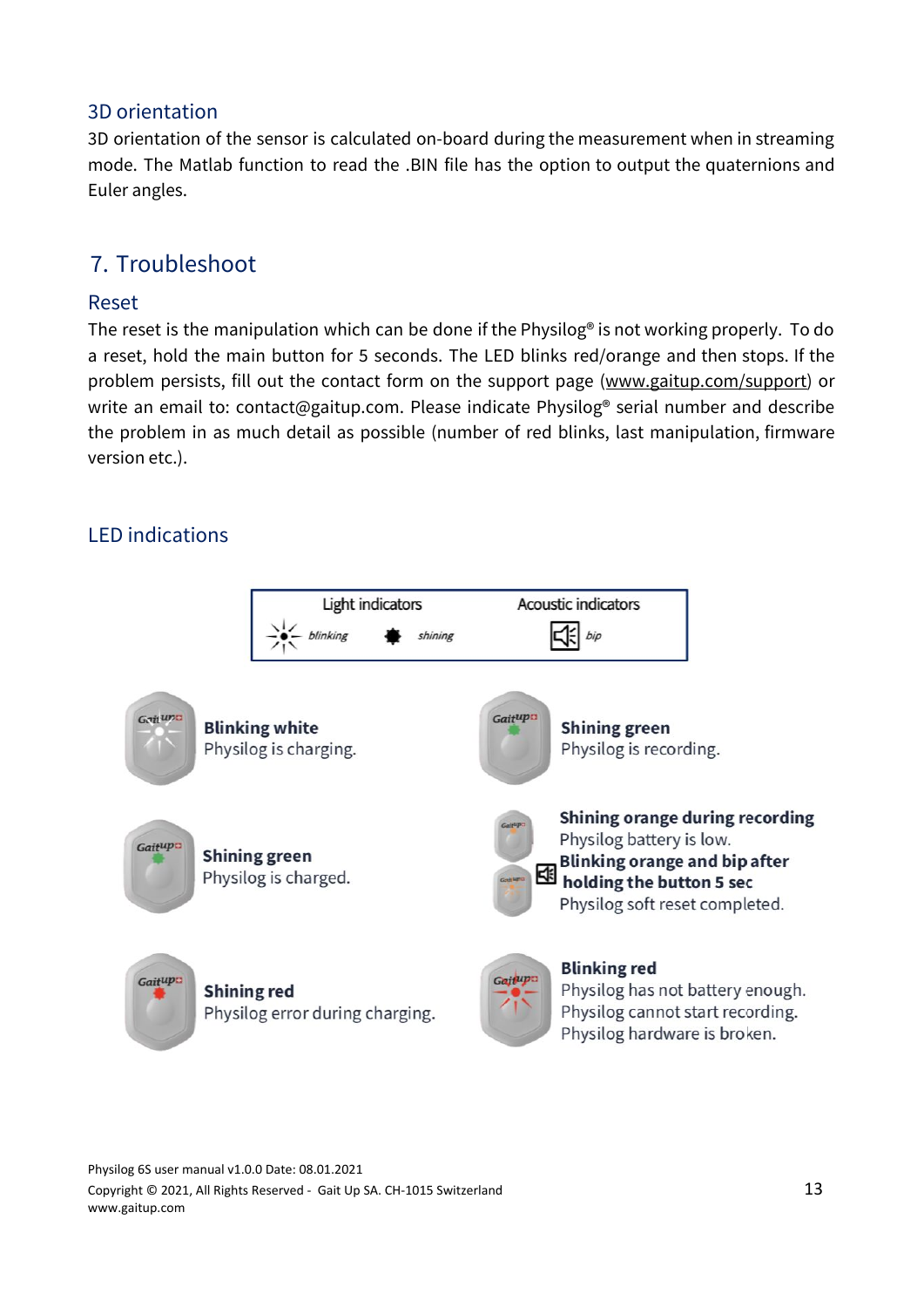### 3D orientation

3D orientation of the sensor is calculated on-board during the measurement when in streaming mode. The Matlab function to read the .BIN file has the option to output the quaternions and Euler angles.

## 7. Troubleshoot

### Reset

The reset is the manipulation which can be done if the Physilog® is not working properly. To do a reset, hold the main button for 5 seconds. The LED blinks red/orange and then stops. If the problem persists, fill out the contact form on the support page (www.gaitup.com/support) or write an email to: contact@gaitup.com. Please indicate Physilog® serial number and describe the problem in as much detail as possible (number of red blinks, last manipulation, firmware version etc.).

### LED indications

| Light indicators | | Acoustic indicators |
|---|---|---|
| *blinking* | *shining* | *bip* |

**Blinking white**
Physilog is charging.

**Shining green**
Physilog is recording.

**Shining green**
Physilog is charged.

**Shining orange during recording**
Physilog battery is low.

**Blinking orange and bip after holding the button 5 sec**
Physilog soft reset completed.

**Shining red**
Physilog error during charging.

**Blinking red**
Physilog has not battery enough.
Physilog cannot start recording.
Physilog hardware is broken.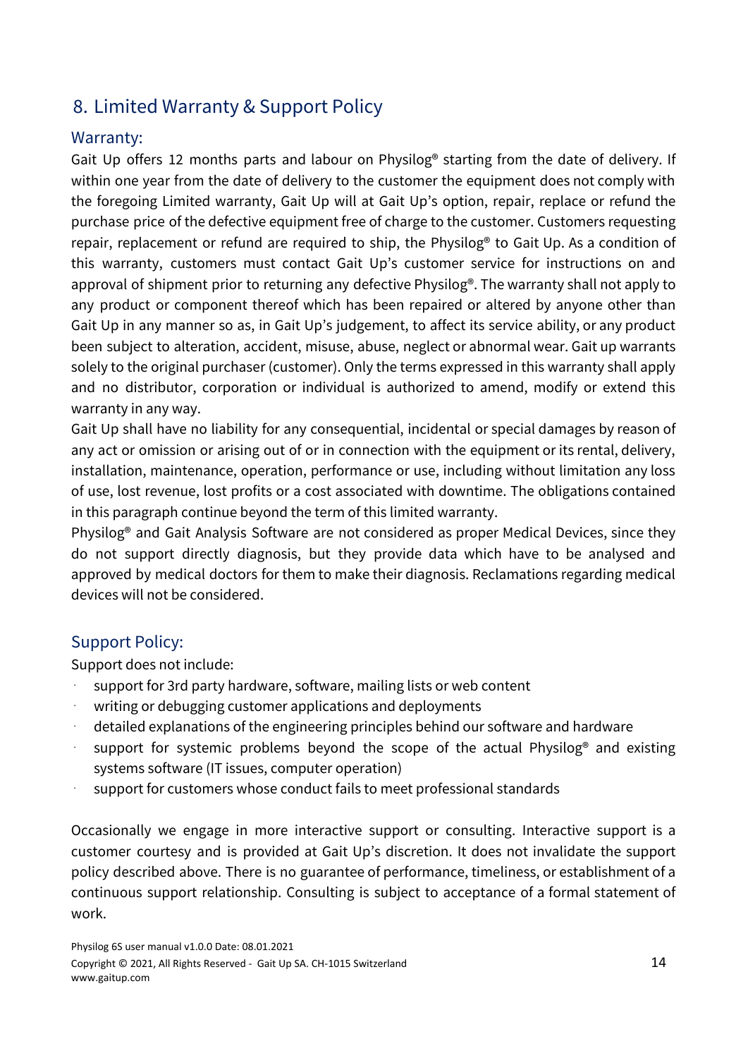## 8. Limited Warranty & Support Policy

### Warranty:

Gait Up offers 12 months parts and labour on Physilog® starting from the date of delivery. If within one year from the date of delivery to the customer the equipment does not comply with the foregoing Limited warranty, Gait Up will at Gait Up's option, repair, replace or refund the purchase price of the defective equipment free of charge to the customer. Customers requesting repair, replacement or refund are required to ship, the Physilog® to Gait Up. As a condition of this warranty, customers must contact Gait Up's customer service for instructions on and approval of shipment prior to returning any defective Physilog®. The warranty shall not apply to any product or component thereof which has been repaired or altered by anyone other than Gait Up in any manner so as, in Gait Up's judgement, to affect its service ability, or any product been subject to alteration, accident, misuse, abuse, neglect or abnormal wear. Gait up warrants solely to the original purchaser (customer). Only the terms expressed in this warranty shall apply and no distributor, corporation or individual is authorized to amend, modify or extend this warranty in any way.

Gait Up shall have no liability for any consequential, incidental or special damages by reason of any act or omission or arising out of or in connection with the equipment or its rental, delivery, installation, maintenance, operation, performance or use, including without limitation any loss of use, lost revenue, lost profits or a cost associated with downtime. The obligations contained in this paragraph continue beyond the term of this limited warranty.

Physilog® and Gait Analysis Software are not considered as proper Medical Devices, since they do not support directly diagnosis, but they provide data which have to be analysed and approved by medical doctors for them to make their diagnosis. Reclamations regarding medical devices will not be considered.

### Support Policy:

Support does not include:

- support for 3rd party hardware, software, mailing lists or web content
- writing or debugging customer applications and deployments
- detailed explanations of the engineering principles behind our software and hardware
- support for systemic problems beyond the scope of the actual Physilog® and existing systems software (IT issues, computer operation)
- support for customers whose conduct fails to meet professional standards

Occasionally we engage in more interactive support or consulting. Interactive support is a customer courtesy and is provided at Gait Up's discretion. It does not invalidate the support policy described above. There is no guarantee of performance, timeliness, or establishment of a continuous support relationship. Consulting is subject to acceptance of a formal statement of work.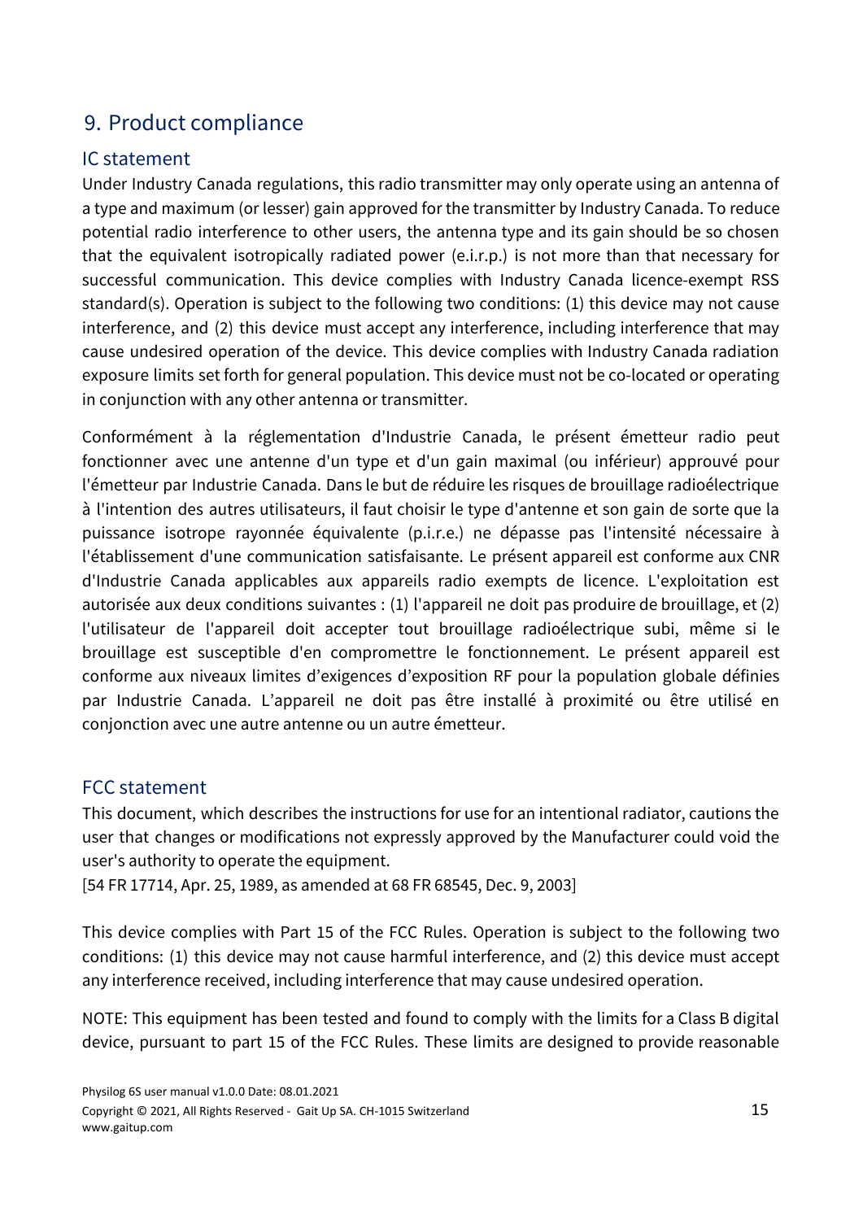# 9. Product compliance

## IC statement

Under Industry Canada regulations, this radio transmitter may only operate using an antenna of a type and maximum (or lesser) gain approved for the transmitter by Industry Canada. To reduce potential radio interference to other users, the antenna type and its gain should be so chosen that the equivalent isotropically radiated power (e.i.r.p.) is not more than that necessary for successful communication. This device complies with Industry Canada licence-exempt RSS standard(s). Operation is subject to the following two conditions: (1) this device may not cause interference, and (2) this device must accept any interference, including interference that may cause undesired operation of the device. This device complies with Industry Canada radiation exposure limits set forth for general population. This device must not be co-located or operating in conjunction with any other antenna or transmitter.

Conformément à la réglementation d'Industrie Canada, le présent émetteur radio peut fonctionner avec une antenne d'un type et d'un gain maximal (ou inférieur) approuvé pour l'émetteur par Industrie Canada. Dans le but de réduire les risques de brouillage radioélectrique à l'intention des autres utilisateurs, il faut choisir le type d'antenne et son gain de sorte que la puissance isotrope rayonnée équivalente (p.i.r.e.) ne dépasse pas l'intensité nécessaire à l'établissement d'une communication satisfaisante. Le présent appareil est conforme aux CNR d'Industrie Canada applicables aux appareils radio exempts de licence. L'exploitation est autorisée aux deux conditions suivantes : (1) l'appareil ne doit pas produire de brouillage, et (2) l'utilisateur de l'appareil doit accepter tout brouillage radioélectrique subi, même si le brouillage est susceptible d'en compromettre le fonctionnement. Le présent appareil est conforme aux niveaux limites d’exigences d’exposition RF pour la population globale définies par Industrie Canada. L’appareil ne doit pas être installé à proximité ou être utilisé en conjonction avec une autre antenne ou un autre émetteur.

## FCC statement

This document, which describes the instructions for use for an intentional radiator, cautions the user that changes or modifications not expressly approved by the Manufacturer could void the user's authority to operate the equipment.
[54 FR 17714, Apr. 25, 1989, as amended at 68 FR 68545, Dec. 9, 2003]

This device complies with Part 15 of the FCC Rules. Operation is subject to the following two conditions: (1) this device may not cause harmful interference, and (2) this device must accept any interference received, including interference that may cause undesired operation.

NOTE: This equipment has been tested and found to comply with the limits for a Class B digital device, pursuant to part 15 of the FCC Rules. These limits are designed to provide reasonable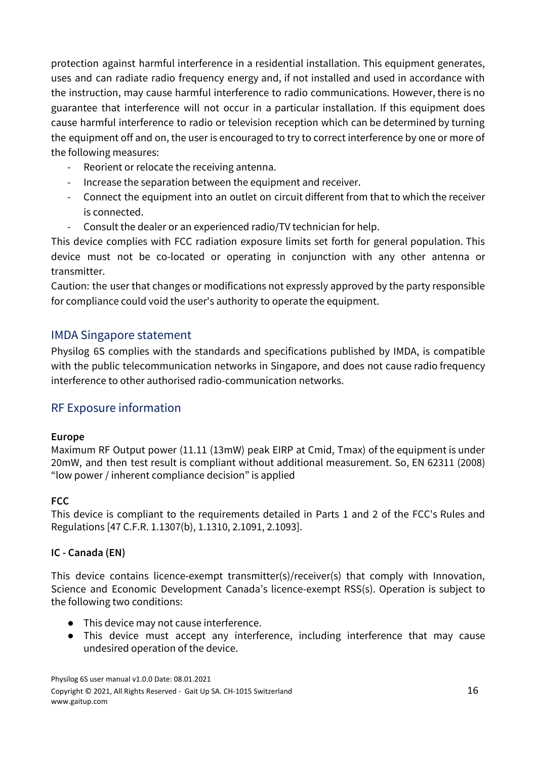protection against harmful interference in a residential installation. This equipment generates, uses and can radiate radio frequency energy and, if not installed and used in accordance with the instruction, may cause harmful interference to radio communications. However, there is no guarantee that interference will not occur in a particular installation. If this equipment does cause harmful interference to radio or television reception which can be determined by turning the equipment off and on, the user is encouraged to try to correct interference by one or more of the following measures:

- Reorient or relocate the receiving antenna.
- Increase the separation between the equipment and receiver.
- Connect the equipment into an outlet on circuit different from that to which the receiver is connected.
- Consult the dealer or an experienced radio/TV technician for help.

This device complies with FCC radiation exposure limits set forth for general population. This device must not be co-located or operating in conjunction with any other antenna or transmitter.

Caution: the user that changes or modifications not expressly approved by the party responsible for compliance could void the user's authority to operate the equipment.

## IMDA Singapore statement

Physilog 6S complies with the standards and specifications published by IMDA, is compatible with the public telecommunication networks in Singapore, and does not cause radio frequency interference to other authorised radio-communication networks.

## RF Exposure information

**Europe**

Maximum RF Output power (11.11 (13mW) peak EIRP at Cmid, Tmax) of the equipment is under 20mW, and then test result is compliant without additional measurement. So, EN 62311 (2008) “low power / inherent compliance decision” is applied

**FCC**

This device is compliant to the requirements detailed in Parts 1 and 2 of the FCC's Rules and Regulations [47 C.F.R. 1.1307(b), 1.1310, 2.1091, 2.1093].

**IC - Canada (EN)**

This device contains licence-exempt transmitter(s)/receiver(s) that comply with Innovation, Science and Economic Development Canada’s licence-exempt RSS(s). Operation is subject to the following two conditions:

- This device may not cause interference.
- This device must accept any interference, including interference that may cause undesired operation of the device.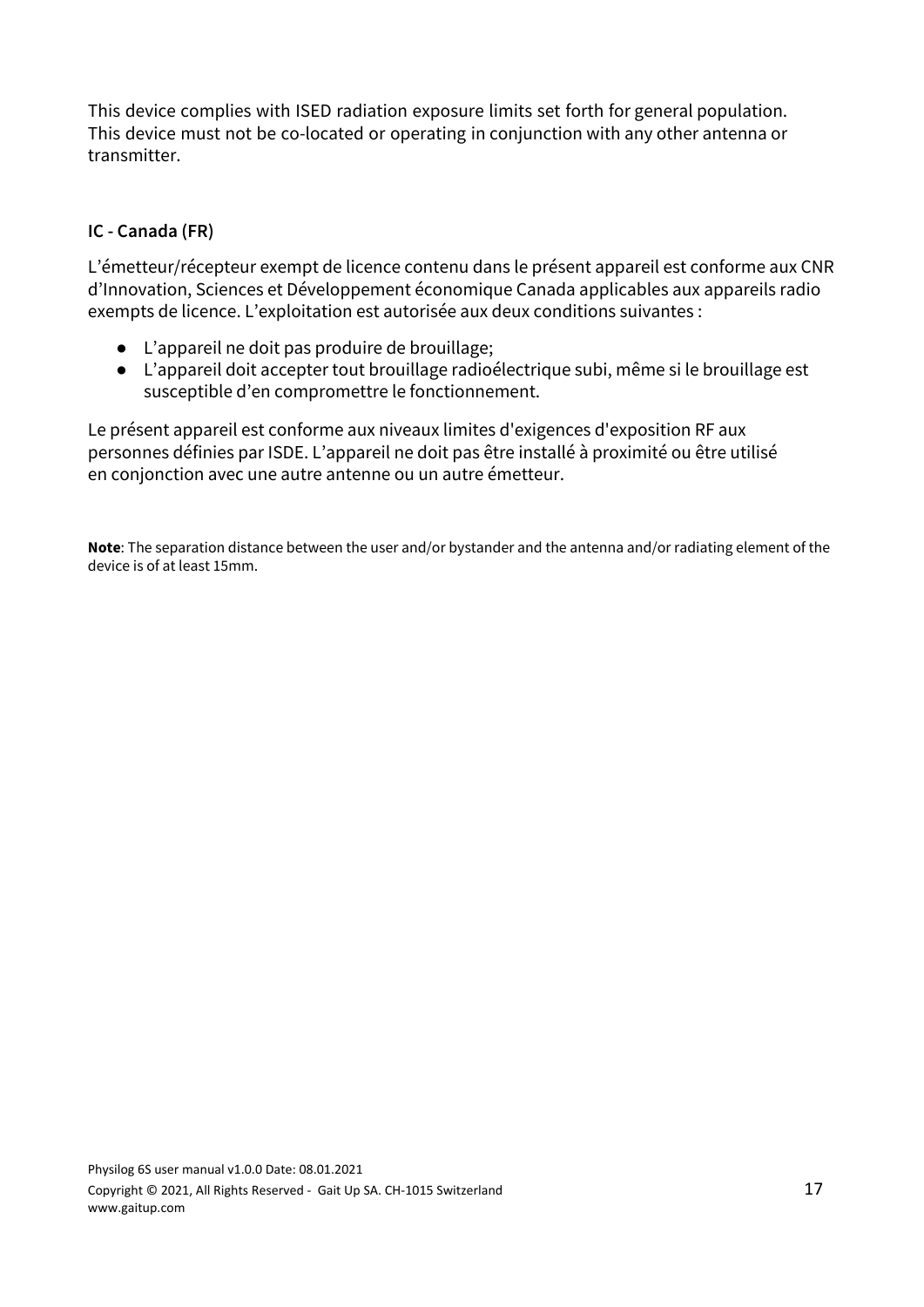This device complies with ISED radiation exposure limits set forth for general population. This device must not be co-located or operating in conjunction with any other antenna or transmitter.

**IC - Canada (FR)**

L'émetteur/récepteur exempt de licence contenu dans le présent appareil est conforme aux CNR d'Innovation, Sciences et Développement économique Canada applicables aux appareils radio exempts de licence. L'exploitation est autorisée aux deux conditions suivantes :

- L'appareil ne doit pas produire de brouillage;
- L'appareil doit accepter tout brouillage radioélectrique subi, même si le brouillage est susceptible d'en compromettre le fonctionnement.

Le présent appareil est conforme aux niveaux limites d'exigences d'exposition RF aux personnes définies par ISDE. L'appareil ne doit pas être installé à proximité ou être utilisé en conjonction avec une autre antenne ou un autre émetteur.

**Note**: The separation distance between the user and/or bystander and the antenna and/or radiating element of the device is of at least 15mm.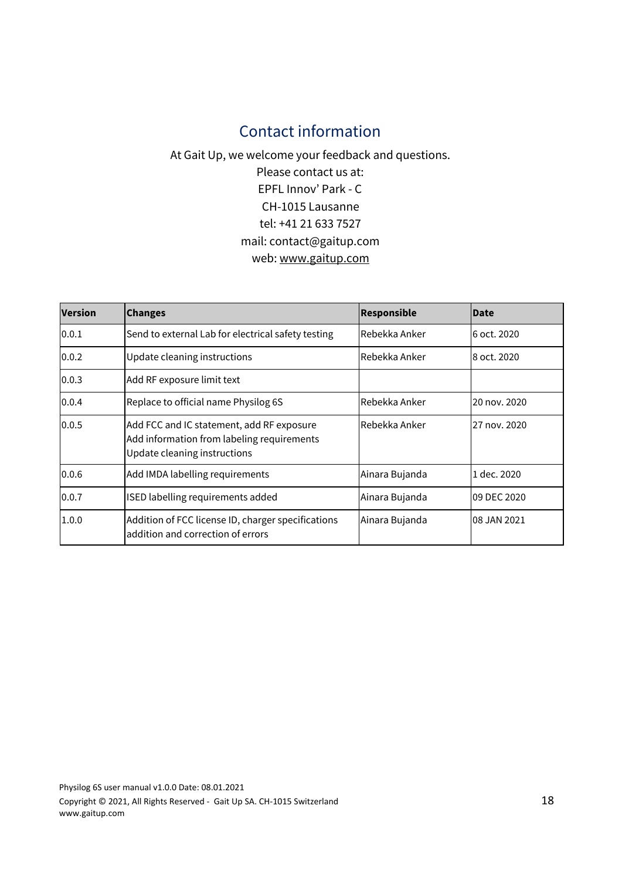## Contact information

At Gait Up, we welcome your feedback and questions.
Please contact us at:
EPFL Innov' Park - C
CH-1015 Lausanne
tel: +41 21 633 7527
mail: contact@gaitup.com
web: www.gaitup.com

| Version | Changes | Responsible | Date |
|---|---|---|---|
| 0.0.1 | Send to external Lab for electrical safety testing | Rebekka Anker | 6 oct. 2020 |
| 0.0.2 | Update cleaning instructions | Rebekka Anker | 8 oct. 2020 |
| 0.0.3 | Add RF exposure limit text | | |
| 0.0.4 | Replace to official name Physilog 6S | Rebekka Anker | 20 nov. 2020 |
| 0.0.5 | Add FCC and IC statement, add RF exposure<br>Add information from labeling requirements<br>Update cleaning instructions | Rebekka Anker | 27 nov. 2020 |
| 0.0.6 | Add IMDA labelling requirements | Ainara Bujanda | 1 dec. 2020 |
| 0.0.7 | ISED labelling requirements added | Ainara Bujanda | 09 DEC 2020 |
| 1.0.0 | Addition of FCC license ID, charger specifications addition and correction of errors | Ainara Bujanda | 08 JAN 2021 |